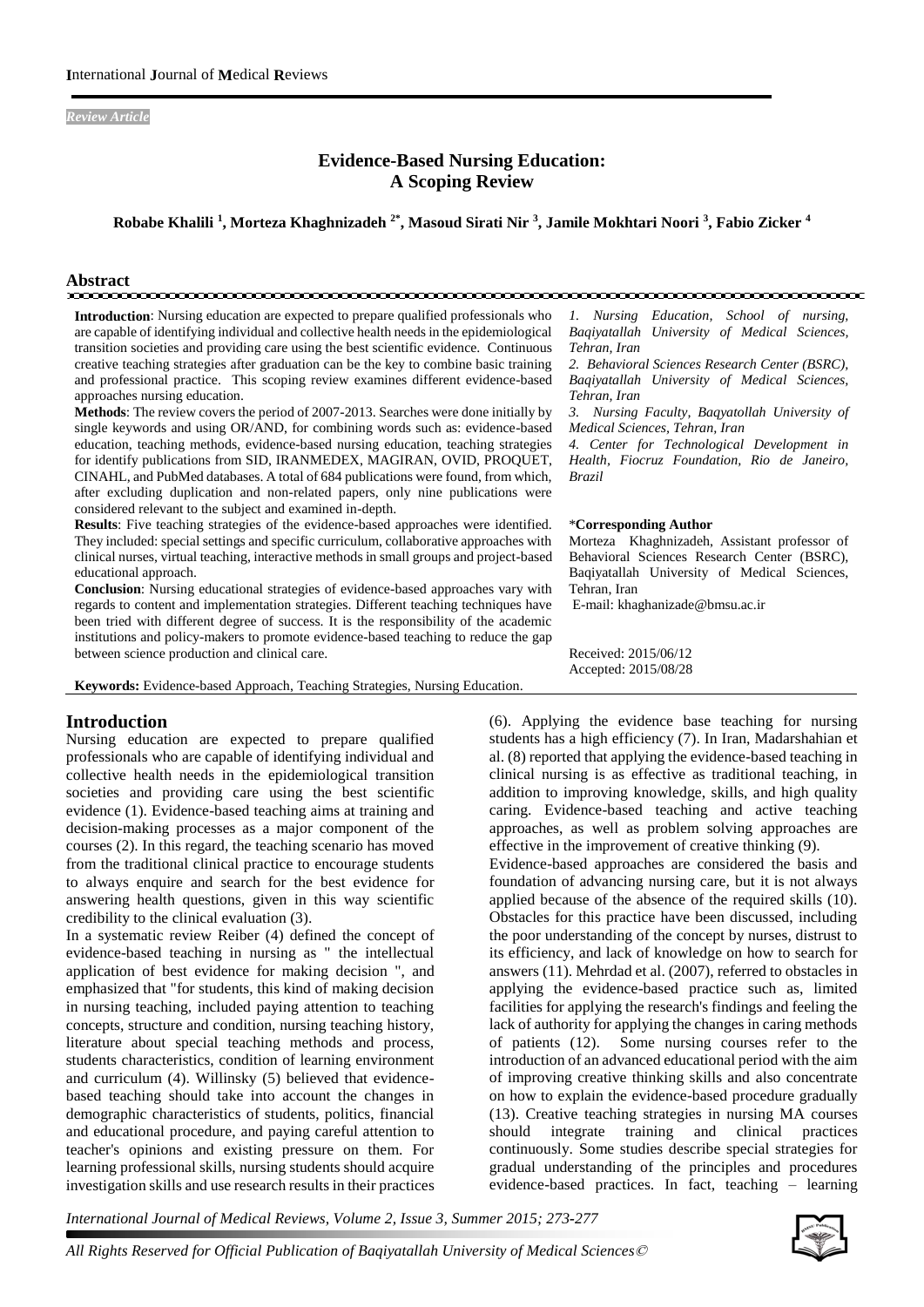*Review Article*

# Evidence-Based Nursing Education: A Scoping Review

**Robabe Khalili [1], Morteza Khaghnizadeh [2*], Masoud Sirati Nir [3], Jamile Mokhtari Noori [3], Fabio Zicker [4]**

1. Nursing Education, School of nursing, Baqiyatallah University of Medical Sciences, Tehran, Iran
2. Behavioral Sciences Research Center (BSRC), Baqiyatallah University of Medical Sciences, Tehran, Iran
3. Nursing Faculty, Baqyatollah University of Medical Sciences, Tehran, Iran
4. Center for Technological Development in Health, Fiocruz Foundation, Rio de Janeiro, Brazil

**\*Corresponding Author**
Morteza Khaghnizadeh, Assistant professor of Behavioral Sciences Research Center (BSRC), Baqiyatallah University of Medical Sciences, Tehran, Iran
E-mail: khaghanizade@bmsu.ac.ir

Received: 2015/06/12
Accepted: 2015/08/28

## Abstract

**Introduction**: Nursing education are expected to prepare qualified professionals who are capable of identifying individual and collective health needs in the epidemiological transition societies and providing care using the best scientific evidence. Continuous creative teaching strategies after graduation can be the key to combine basic training and professional practice. This scoping review examines different evidence-based approaches nursing education.

**Methods**: The review covers the period of 2007-2013. Searches were done initially by single keywords and using OR/AND, for combining words such as: evidence-based education, teaching methods, evidence-based nursing education, teaching strategies for identify publications from SID, IRANMEDEX, MAGIRAN, OVID, PROQUET, CINAHL, and PubMed databases. A total of 684 publications were found, from which, after excluding duplication and non-related papers, only nine publications were considered relevant to the subject and examined in-depth.

**Results**: Five teaching strategies of the evidence-based approaches were identified. They included: special settings and specific curriculum, collaborative approaches with clinical nurses, virtual teaching, interactive methods in small groups and project-based educational approach.

**Conclusion**: Nursing educational strategies of evidence-based approaches vary with regards to content and implementation strategies. Different teaching techniques have been tried with different degree of success. It is the responsibility of the academic institutions and policy-makers to promote evidence-based teaching to reduce the gap between science production and clinical care.

**Keywords:** Evidence-based Approach, Teaching Strategies, Nursing Education.

## Introduction

Nursing education are expected to prepare qualified professionals who are capable of identifying individual and collective health needs in the epidemiological transition societies and providing care using the best scientific evidence (1). Evidence-based teaching aims at training and decision-making processes as a major component of the courses (2). In this regard, the teaching scenario has moved from the traditional clinical practice to encourage students to always enquire and search for the best evidence for answering health questions, given in this way scientific credibility to the clinical evaluation (3).

In a systematic review Reiber (4) defined the concept of evidence-based teaching in nursing as " the intellectual application of best evidence for making decision ", and emphasized that "for students, this kind of making decision in nursing teaching, included paying attention to teaching concepts, structure and condition, nursing teaching history, literature about special teaching methods and process, students characteristics, condition of learning environment and curriculum (4). Willinsky (5) believed that evidence-based teaching should take into account the changes in demographic characteristics of students, politics, financial and educational procedure, and paying careful attention to teacher's opinions and existing pressure on them. For learning professional skills, nursing students should acquire investigation skills and use research results in their practices (6). Applying the evidence base teaching for nursing students has a high efficiency (7). In Iran, Madarshahian et al. (8) reported that applying the evidence-based teaching in clinical nursing is as effective as traditional teaching, in addition to improving knowledge, skills, and high quality caring. Evidence-based teaching and active teaching approaches, as well as problem solving approaches are effective in the improvement of creative thinking (9).

Evidence-based approaches are considered the basis and foundation of advancing nursing care, but it is not always applied because of the absence of the required skills (10). Obstacles for this practice have been discussed, including the poor understanding of the concept by nurses, distrust to its efficiency, and lack of knowledge on how to search for answers (11). Mehrdad et al. (2007), referred to obstacles in applying the evidence-based practice such as, limited facilities for applying the research's findings and feeling the lack of authority for applying the changes in caring methods of patients (12). Some nursing courses refer to the introduction of an advanced educational period with the aim of improving creative thinking skills and also concentrate on how to explain the evidence-based procedure gradually (13). Creative teaching strategies in nursing MA courses should integrate training and clinical practices continuously. Some studies describe special strategies for gradual understanding of the principles and procedures evidence-based practices. In fact, teaching – learning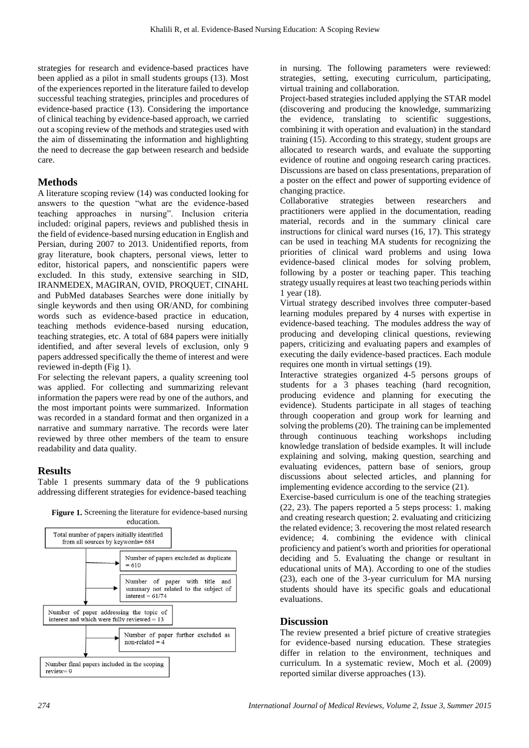strategies for research and evidence-based practices have been applied as a pilot in small students groups (13). Most of the experiences reported in the literature failed to develop successful teaching strategies, principles and procedures of evidence-based practice (13). Considering the importance of clinical teaching by evidence-based approach, we carried out a scoping review of the methods and strategies used with the aim of disseminating the information and highlighting the need to decrease the gap between research and bedside care.

## Methods

A literature scoping review (14) was conducted looking for answers to the question "what are the evidence-based teaching approaches in nursing". Inclusion criteria included: original papers, reviews and published thesis in the field of evidence-based nursing education in English and Persian, during 2007 to 2013. Unidentified reports, from gray literature, book chapters, personal views, letter to editor, historical papers, and nonscientific papers were excluded. In this study, extensive searching in SID, IRANMEDEX, MAGIRAN, OVID, PROQUET, CINAHL and PubMed databases Searches were done initially by single keywords and then using OR/AND, for combining words such as evidence-based practice in education, teaching methods evidence-based nursing education, teaching strategies, etc. A total of 684 papers were initially identified, and after several levels of exclusion, only 9 papers addressed specifically the theme of interest and were reviewed in-depth (Fig 1).

For selecting the relevant papers, a quality screening tool was applied. For collecting and summarizing relevant information the papers were read by one of the authors, and the most important points were summarized. Information was recorded in a standard format and then organized in a narrative and summary narrative. The records were later reviewed by three other members of the team to ensure readability and data quality.

## Results

Table 1 presents summary data of the 9 publications addressing different strategies for evidence-based teaching in nursing. The following parameters were reviewed: strategies, setting, executing curriculum, participating, virtual training and collaboration.

**Figure 1.** Screening the literature for evidence-based nursing education.

- Total number of papers initially identified from all sources by keywords= 684
  - Number of papers excluded as duplicate = 610
  - Number of paper with title and summary not related to the subject of interest = 61/74
- Number of paper addressing the topic of interest and which were fully reviewed = 13
  - Number of paper further excluded as non-related = 4
- Number final papers included in the scoping review= 9

Project-based strategies included applying the STAR model (discovering and producing the knowledge, summarizing the evidence, translating to scientific suggestions, combining it with operation and evaluation) in the standard training (15). According to this strategy, student groups are allocated to research wards, and evaluate the supporting evidence of routine and ongoing research caring practices. Discussions are based on class presentations, preparation of a poster on the effect and power of supporting evidence of changing practice.

Collaborative strategies between researchers and practitioners were applied in the documentation, reading material, records and in the summary clinical care instructions for clinical ward nurses (16, 17). This strategy can be used in teaching MA students for recognizing the priorities of clinical ward problems and using Iowa evidence-based clinical modes for solving problem, following by a poster or teaching paper. This teaching strategy usually requires at least two teaching periods within 1 year (18).

Virtual strategy described involves three computer-based learning modules prepared by 4 nurses with expertise in evidence-based teaching. The modules address the way of producing and developing clinical questions, reviewing papers, criticizing and evaluating papers and examples of executing the daily evidence-based practices. Each module requires one month in virtual settings (19).

Interactive strategies organized 4-5 persons groups of students for a 3 phases teaching (hard recognition, producing evidence and planning for executing the evidence). Students participate in all stages of teaching through cooperation and group work for learning and solving the problems (20). The training can be implemented through continuous teaching workshops including knowledge translation of bedside examples. It will include explaining and solving, making question, searching and evaluating evidences, pattern base of seniors, group discussions about selected articles, and planning for implementing evidence according to the service (21).

Exercise-based curriculum is one of the teaching strategies (22, 23). The papers reported a 5 steps process: 1. making and creating research question; 2. evaluating and criticizing the related evidence; 3. recovering the most related research evidence; 4. combining the evidence with clinical proficiency and patient's worth and priorities for operational deciding and 5. Evaluating the change or resultant in educational units of MA). According to one of the studies (23), each one of the 3-year curriculum for MA nursing students should have its specific goals and educational evaluations.

## Discussion

The review presented a brief picture of creative strategies for evidence-based nursing education. These strategies differ in relation to the environment, techniques and curriculum. In a systematic review, Moch et al. (2009) reported similar diverse approaches (13).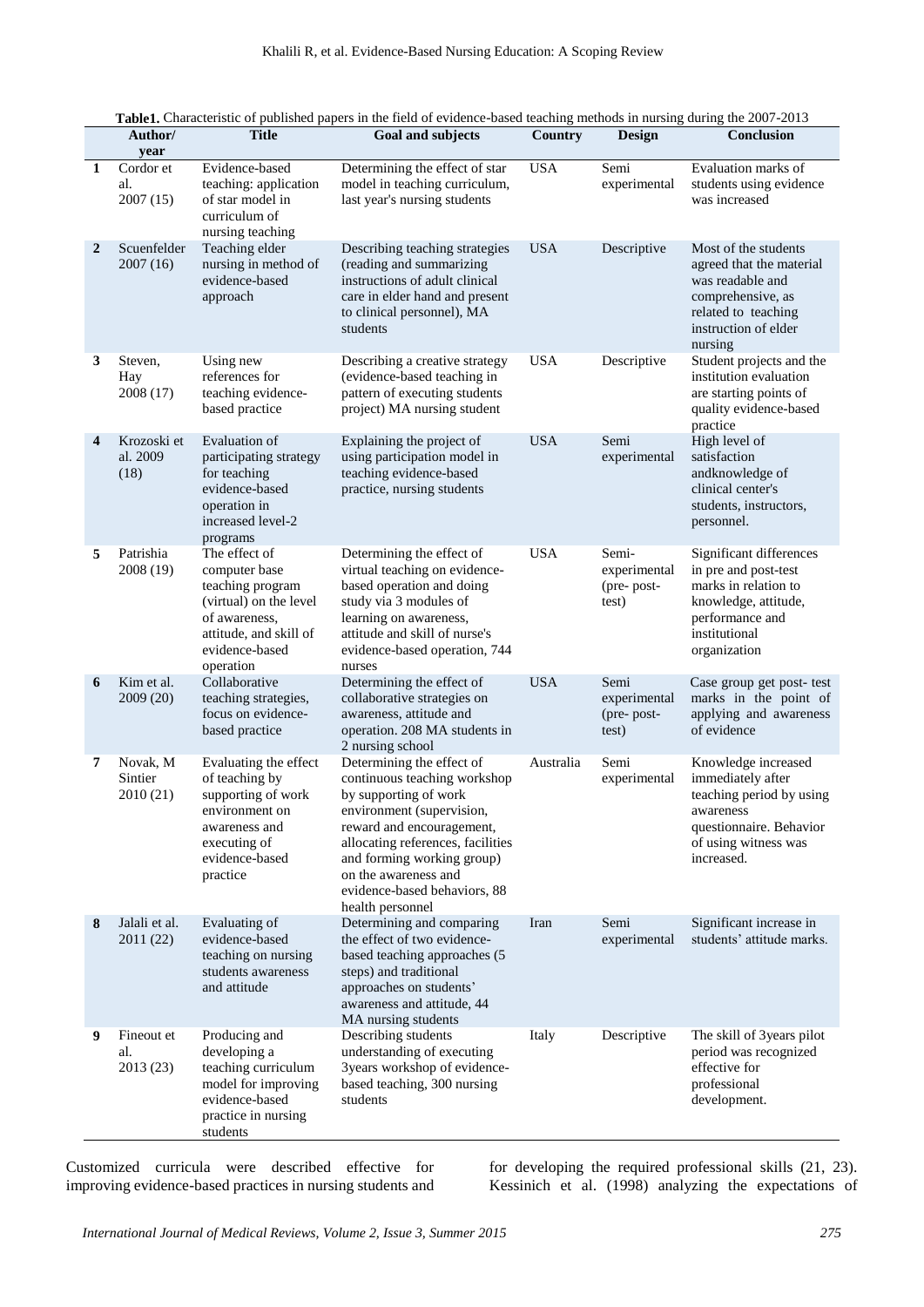**Table1.** Characteristic of published papers in the field of evidence-based teaching methods in nursing during the 2007-2013

| | Author/ year | Title | Goal and subjects | Country | Design | Conclusion |
|---|---|---|---|---|---|---|
| 1 | Cordor et al. 2007 (15) | Evidence-based teaching: application of star model in curriculum of nursing teaching | Determining the effect of star model in teaching curriculum, last year's nursing students | USA | Semi experimental | Evaluation marks of students using evidence was increased |
| 2 | Scuenfelder 2007 (16) | Teaching elder nursing in method of evidence-based approach | Describing teaching strategies (reading and summarizing instructions of adult clinical care in elder hand and present to clinical personnel), MA students | USA | Descriptive | Most of the students agreed that the material was readable and comprehensive, as related to teaching instruction of elder nursing |
| 3 | Steven, Hay 2008 (17) | Using new references for teaching evidence-based practice | Describing a creative strategy (evidence-based teaching in pattern of executing students project) MA nursing student | USA | Descriptive | Student projects and the institution evaluation are starting points of quality evidence-based practice |
| 4 | Krozoski et al. 2009 (18) | Evaluation of participating strategy for teaching evidence-based operation in increased level-2 programs | Explaining the project of using participation model in teaching evidence-based practice, nursing students | USA | Semi experimental | High level of satisfaction andknowledge of clinical center's students, instructors, personnel. |
| 5 | Patrishia 2008 (19) | The effect of computer base teaching program (virtual) on the level of awareness, attitude, and skill of evidence-based operation | Determining the effect of virtual teaching on evidence-based operation and doing study via 3 modules of learning on awareness, attitude and skill of nurse's evidence-based operation, 744 nurses | USA | Semi-experimental (pre- post-test) | Significant differences in pre and post-test marks in relation to knowledge, attitude, performance and institutional organization |
| 6 | Kim et al. 2009 (20) | Collaborative teaching strategies, focus on evidence-based practice | Determining the effect of collaborative strategies on awareness, attitude and operation. 208 MA students in 2 nursing school | USA | Semi experimental (pre- post-test) | Case group get post- test marks in the point of applying and awareness of evidence |
| 7 | Novak, M Sintier 2010 (21) | Evaluating the effect of teaching by supporting of work environment on awareness and executing of evidence-based practice | Determining the effect of continuous teaching workshop by supporting of work environment (supervision, reward and encouragement, allocating references, facilities and forming working group) on the awareness and evidence-based behaviors, 88 health personnel | Australia | Semi experimental | Knowledge increased immediately after teaching period by using awareness questionnaire. Behavior of using witness was increased. |
| 8 | Jalali et al. 2011 (22) | Evaluating of evidence-based teaching on nursing students awareness and attitude | Determining and comparing the effect of two evidence-based teaching approaches (5 steps) and traditional approaches on students' awareness and attitude, 44 MA nursing students | Iran | Semi experimental | Significant increase in students' attitude marks. |
| 9 | Fineout et al. 2013 (23) | Producing and developing a teaching curriculum model for improving evidence-based practice in nursing students | Describing students understanding of executing 3years workshop of evidence-based teaching, 300 nursing students | Italy | Descriptive | The skill of 3years pilot period was recognized effective for professional development. |

Customized curricula were described effective for improving evidence-based practices in nursing students and for developing the required professional skills (21, 23). Kessinich et al. (1998) analyzing the expectations of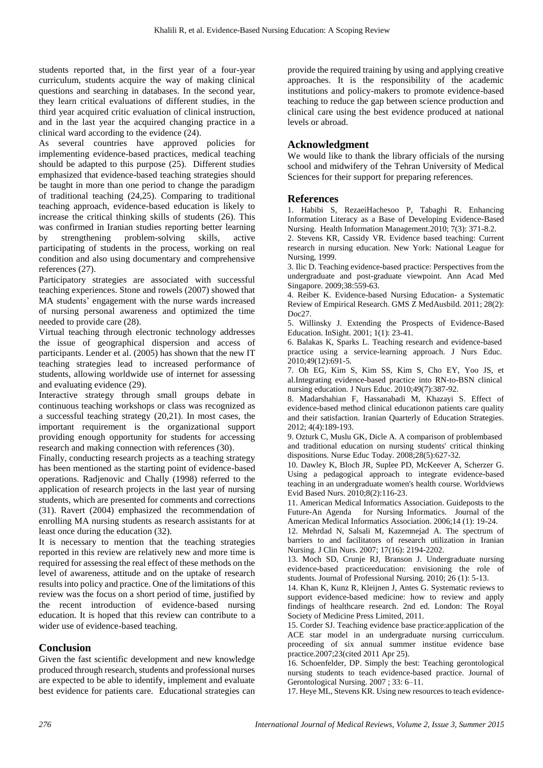students reported that, in the first year of a four-year curriculum, students acquire the way of making clinical questions and searching in databases. In the second year, they learn critical evaluations of different studies, in the third year acquired critic evaluation of clinical instruction, and in the last year the acquired changing practice in a clinical ward according to the evidence (24).

As several countries have approved policies for implementing evidence-based practices, medical teaching should be adapted to this purpose (25). Different studies emphasized that evidence-based teaching strategies should be taught in more than one period to change the paradigm of traditional teaching (24,25). Comparing to traditional teaching approach, evidence-based education is likely to increase the critical thinking skills of students (26). This was confirmed in Iranian studies reporting better learning by strengthening problem-solving skills, active participating of students in the process, working on real condition and also using documentary and comprehensive references (27).

Participatory strategies are associated with successful teaching experiences. Stone and rowels (2007) showed that MA students' engagement with the nurse wards increased of nursing personal awareness and optimized the time needed to provide care (28).

Virtual teaching through electronic technology addresses the issue of geographical dispersion and access of participants. Lender et al. (2005) has shown that the new IT teaching strategies lead to increased performance of students, allowing worldwide use of internet for assessing and evaluating evidence (29).

Interactive strategy through small groups debate in continuous teaching workshops or class was recognized as a successful teaching strategy (20,21). In most cases, the important requirement is the organizational support providing enough opportunity for students for accessing research and making connection with references (30).

Finally, conducting research projects as a teaching strategy has been mentioned as the starting point of evidence-based operations. Radjenovic and Chally (1998) referred to the application of research projects in the last year of nursing students, which are presented for comments and corrections (31). Ravert (2004) emphasized the recommendation of enrolling MA nursing students as research assistants for at least once during the education (32).

It is necessary to mention that the teaching strategies reported in this review are relatively new and more time is required for assessing the real effect of these methods on the level of awareness, attitude and on the uptake of research results into policy and practice. One of the limitations of this review was the focus on a short period of time, justified by the recent introduction of evidence-based nursing education. It is hoped that this review can contribute to a wider use of evidence-based teaching.

## Conclusion

Given the fast scientific development and new knowledge produced through research, students and professional nurses are expected to be able to identify, implement and evaluate best evidence for patients care. Educational strategies can provide the required training by using and applying creative approaches. It is the responsibility of the academic institutions and policy-makers to promote evidence-based teaching to reduce the gap between science production and clinical care using the best evidence produced at national levels or abroad.

## Acknowledgment

We would like to thank the library officials of the nursing school and midwifery of the Tehran University of Medical Sciences for their support for preparing references.

## References

1. Habibi S, RezaeiHachesoo P, Tabaghi R. Enhancing Information Literacy as a Base of Developing Evidence-Based Nursing. Health Information Management.2010; 7(3): 371-8.2.
2. Stevens KR, Cassidy VR. Evidence based teaching: Current research in nursing education. New York: National League for Nursing, 1999.
3. Ilic D. Teaching evidence-based practice: Perspectives from the undergraduate and post-graduate viewpoint. Ann Acad Med Singapore. 2009;38:559-63.
4. Reiber K. Evidence-based Nursing Education- a Systematic Review of Empirical Research. GMS Z MedAusbild. 2011; 28(2): Doc27.
5. Willinsky J. Extending the Prospects of Evidence-Based Education. InSight. 2001; 1(1): 23-41.
6. Balakas K, Sparks L. Teaching research and evidence-based practice using a service-learning approach. J Nurs Educ. 2010;49(12):691-5.
7. Oh EG, Kim S, Kim SS, Kim S, Cho EY, Yoo JS, et al.Integrating evidence-based practice into RN-to-BSN clinical nursing education. J Nurs Educ. 2010;49(7):387-92.
8. Madarshahian F, Hassanabadi M, Khazayi S. Effect of evidence-based method clinical educationon patients care quality and their satisfaction. Iranian Quarterly of Education Strategies. 2012; 4(4):189-193.
9. Ozturk C, Muslu GK, Dicle A. A comparison of problembased and traditional education on nursing students' critical thinking dispositions. Nurse Educ Today. 2008;28(5):627-32.
10. Dawley K, Bloch JR, Suplee PD, McKeever A, Scherzer G. Using a pedagogical approach to integrate evidence-based teaching in an undergraduate women's health course. Worldviews Evid Based Nurs. 2010;8(2):116-23.
11. American Medical Informatics Association. Guideposts to the Future-An Agenda for Nursing Informatics. Journal of the American Medical Informatics Association. 2006;14 (1): 19-24.
12. Mehrdad N, Salsali M, Kazemnejad A. The spectrum of barriers to and facilitators of research utilization in Iranian Nursing. J Clin Nurs. 2007; 17(16): 2194-2202.
13. Moch SD, Crunje RJ, Branson J. Undergraduate nursing evidence-based practiceeducation: envisioning the role of students. Journal of Professional Nursing. 2010; 26 (1): 5-13.
14. Khan K, Kunz R, Kleijnen J, Antes G. Systematic reviews to support evidence-based medicine: how to review and apply findings of healthcare research. 2nd ed. London: The Royal Society of Medicine Press Limited, 2011.
15. Corder SJ. Teaching evidence base practice:application of the ACE star model in an undergraduate nursing curricculum. proceeding of six annual summer institue evidence base practice.2007;23(cited 2011 Apr 25).
16. Schoenfelder, DP. Simply the best: Teaching gerontological nursing students to teach evidence-based practice. Journal of Gerontological Nursing. 2007 ; 33: 6–11.
17. Heye ML, Stevens KR. Using new resources to teach evidence-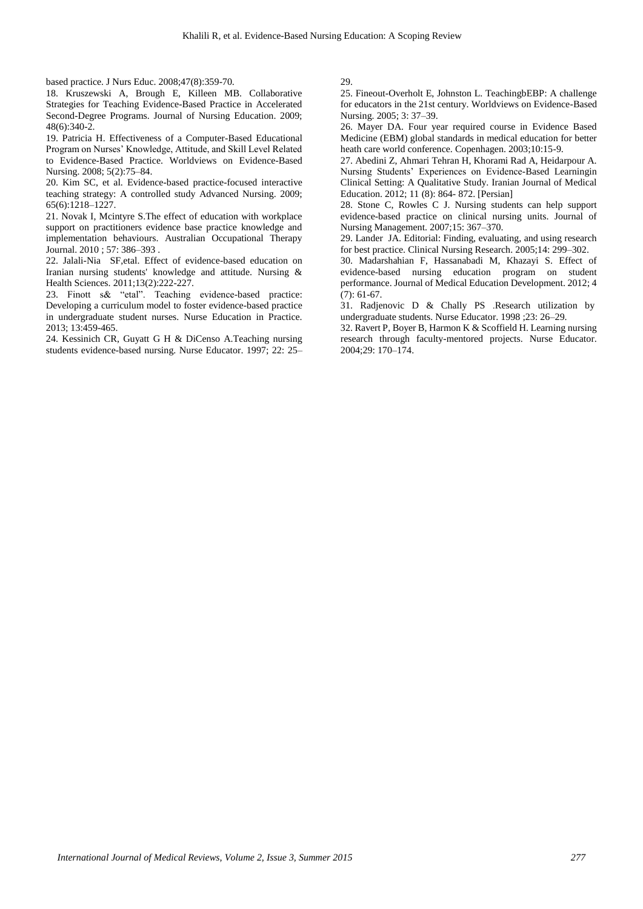based practice. J Nurs Educ. 2008;47(8):359-70.

18. Kruszewski A, Brough E, Killeen MB. Collaborative Strategies for Teaching Evidence-Based Practice in Accelerated Second-Degree Programs. Journal of Nursing Education. 2009; 48(6):340-2.

19. Patricia H. Effectiveness of a Computer-Based Educational Program on Nurses' Knowledge, Attitude, and Skill Level Related to Evidence-Based Practice. Worldviews on Evidence-Based Nursing. 2008; 5(2):75–84.

20. Kim SC, et al. Evidence-based practice-focused interactive teaching strategy: A controlled study Advanced Nursing. 2009; 65(6):1218–1227.

21. Novak I, Mcintyre S.The effect of education with workplace support on practitioners evidence base practice knowledge and implementation behaviours. Australian Occupational Therapy Journal. 2010 ; 57: 386–393 .

22. Jalali-Nia SF,etal. Effect of evidence-based education on Iranian nursing students' knowledge and attitude. Nursing & Health Sciences. 2011;13(2):222-227.

23. Finott s& "etal". Teaching evidence-based practice: Developing a curriculum model to foster evidence-based practice in undergraduate student nurses. Nurse Education in Practice. 2013; 13:459-465.

24. Kessinich CR, Guyatt G H & DiCenso A.Teaching nursing students evidence-based nursing. Nurse Educator. 1997; 22: 25–29.

25. Fineout-Overholt E, Johnston L. TeachingbEBP: A challenge for educators in the 21st century. Worldviews on Evidence-Based Nursing. 2005; 3: 37–39.

26. Mayer DA. Four year required course in Evidence Based Medicine (EBM) global standards in medical education for better heath care world conference. Copenhagen. 2003;10:15-9.

27. Abedini Z, Ahmari Tehran H, Khorami Rad A, Heidarpour A. Nursing Students' Experiences on Evidence-Based Learningin Clinical Setting: A Qualitative Study. Iranian Journal of Medical Education. 2012; 11 (8): 864- 872. [Persian]

28. Stone C, Rowles C J. Nursing students can help support evidence-based practice on clinical nursing units. Journal of Nursing Management. 2007;15: 367–370.

29. Lander JA. Editorial: Finding, evaluating, and using research for best practice. Clinical Nursing Research. 2005;14: 299–302.

30. Madarshahian F, Hassanabadi M, Khazayi S. Effect of evidence-based nursing education program on student performance. Journal of Medical Education Development. 2012; 4 (7): 61-67.

31. Radjenovic D & Chally PS .Research utilization by undergraduate students. Nurse Educator. 1998 ;23: 26–29.

32. Ravert P, Boyer B, Harmon K & Scoffield H. Learning nursing research through faculty-mentored projects. Nurse Educator. 2004;29: 170–174.